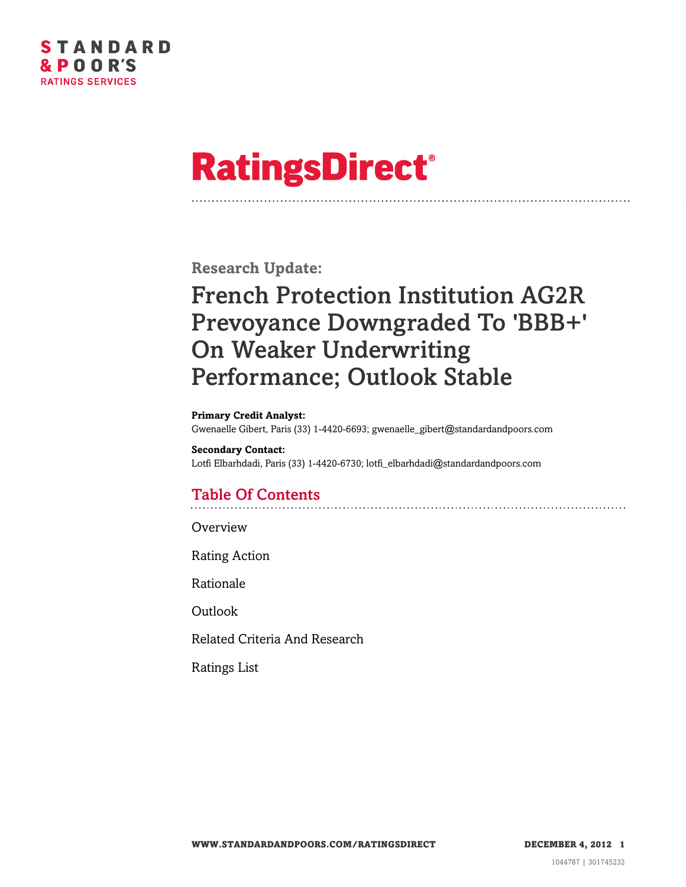STANDARD & POOR'S
RATINGS SERVICES

# RatingsDirect®

**Research Update:**

# French Protection Institution AG2R Prevoyance Downgraded To 'BBB+' On Weaker Underwriting Performance; Outlook Stable

**Primary Credit Analyst:**
Gwenaelle Gibert, Paris (33) 1-4420-6693; gwenaelle_gibert@standardandpoors.com

**Secondary Contact:**
Lotfi Elbarhdadi, Paris (33) 1-4420-6730; lotfi_elbarhdadi@standardandpoors.com

## Table Of Contents

Overview

Rating Action

Rationale

Outlook

Related Criteria And Research

Ratings List

1044787 | 301745232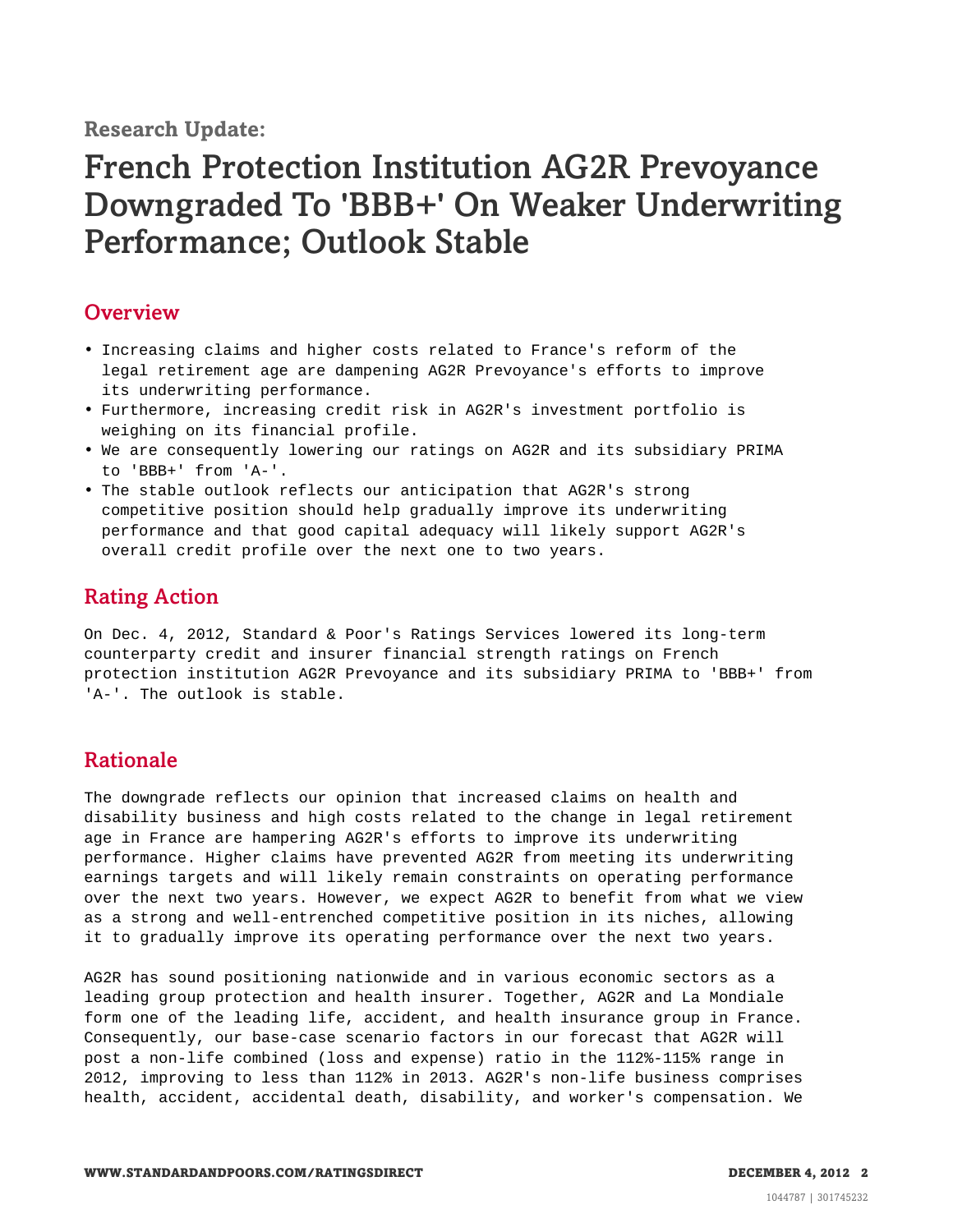Research Update:

# French Protection Institution AG2R Prevoyance Downgraded To 'BBB+' On Weaker Underwriting Performance; Outlook Stable

## Overview

- Increasing claims and higher costs related to France's reform of the legal retirement age are dampening AG2R Prevoyance's efforts to improve its underwriting performance.
- Furthermore, increasing credit risk in AG2R's investment portfolio is weighing on its financial profile.
- We are consequently lowering our ratings on AG2R and its subsidiary PRIMA to 'BBB+' from 'A-'.
- The stable outlook reflects our anticipation that AG2R's strong competitive position should help gradually improve its underwriting performance and that good capital adequacy will likely support AG2R's overall credit profile over the next one to two years.

## Rating Action

On Dec. 4, 2012, Standard & Poor's Ratings Services lowered its long-term counterparty credit and insurer financial strength ratings on French protection institution AG2R Prevoyance and its subsidiary PRIMA to 'BBB+' from 'A-'. The outlook is stable.

## Rationale

The downgrade reflects our opinion that increased claims on health and disability business and high costs related to the change in legal retirement age in France are hampering AG2R's efforts to improve its underwriting performance. Higher claims have prevented AG2R from meeting its underwriting earnings targets and will likely remain constraints on operating performance over the next two years. However, we expect AG2R to benefit from what we view as a strong and well-entrenched competitive position in its niches, allowing it to gradually improve its operating performance over the next two years.

AG2R has sound positioning nationwide and in various economic sectors as a leading group protection and health insurer. Together, AG2R and La Mondiale form one of the leading life, accident, and health insurance group in France. Consequently, our base-case scenario factors in our forecast that AG2R will post a non-life combined (loss and expense) ratio in the 112%-115% range in 2012, improving to less than 112% in 2013. AG2R's non-life business comprises health, accident, accidental death, disability, and worker's compensation. We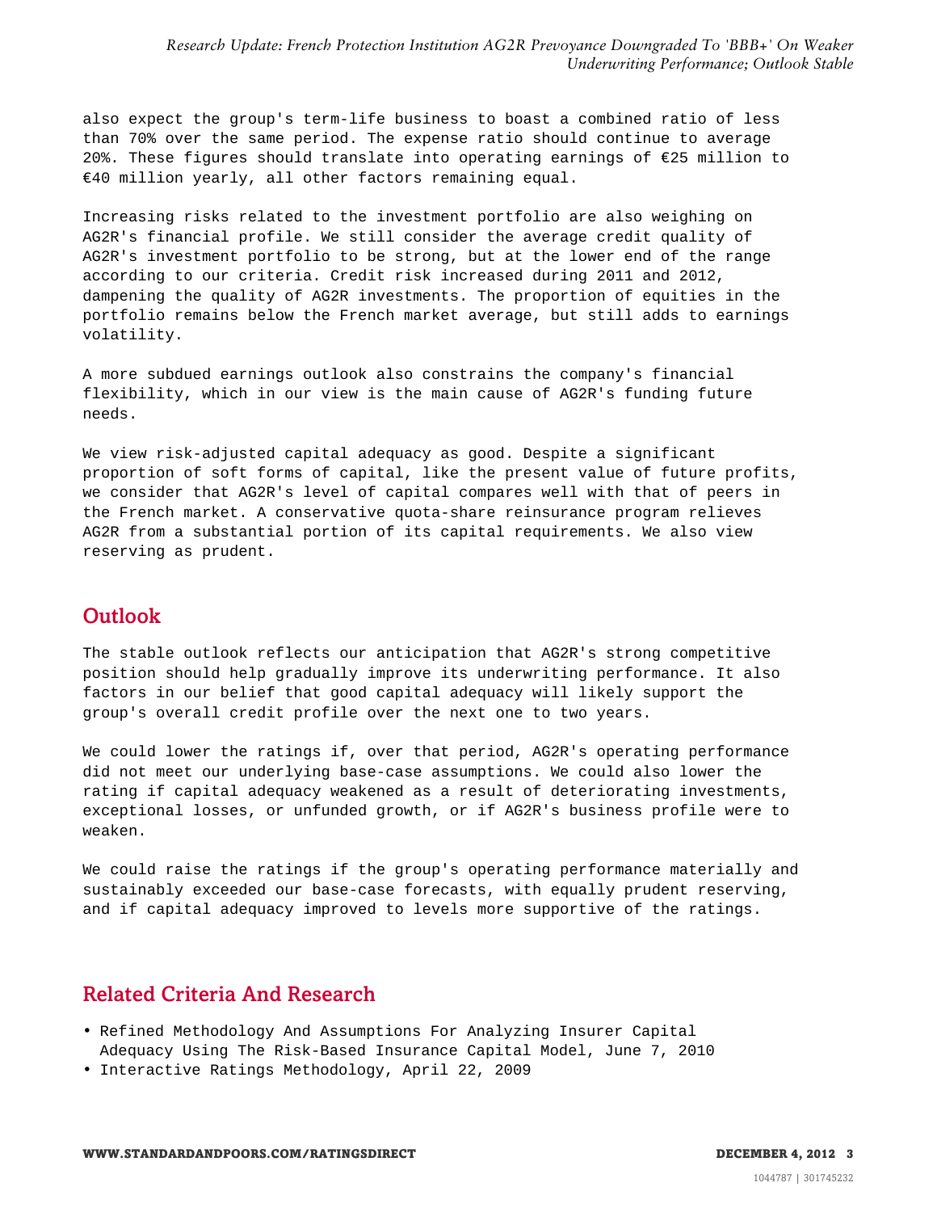also expect the group's term-life business to boast a combined ratio of less than 70% over the same period. The expense ratio should continue to average 20%. These figures should translate into operating earnings of €25 million to €40 million yearly, all other factors remaining equal.

Increasing risks related to the investment portfolio are also weighing on AG2R's financial profile. We still consider the average credit quality of AG2R's investment portfolio to be strong, but at the lower end of the range according to our criteria. Credit risk increased during 2011 and 2012, dampening the quality of AG2R investments. The proportion of equities in the portfolio remains below the French market average, but still adds to earnings volatility.

A more subdued earnings outlook also constrains the company's financial flexibility, which in our view is the main cause of AG2R's funding future needs.

We view risk-adjusted capital adequacy as good. Despite a significant proportion of soft forms of capital, like the present value of future profits, we consider that AG2R's level of capital compares well with that of peers in the French market. A conservative quota-share reinsurance program relieves AG2R from a substantial portion of its capital requirements. We also view reserving as prudent.

## Outlook

The stable outlook reflects our anticipation that AG2R's strong competitive position should help gradually improve its underwriting performance. It also factors in our belief that good capital adequacy will likely support the group's overall credit profile over the next one to two years.

We could lower the ratings if, over that period, AG2R's operating performance did not meet our underlying base-case assumptions. We could also lower the rating if capital adequacy weakened as a result of deteriorating investments, exceptional losses, or unfunded growth, or if AG2R's business profile were to weaken.

We could raise the ratings if the group's operating performance materially and sustainably exceeded our base-case forecasts, with equally prudent reserving, and if capital adequacy improved to levels more supportive of the ratings.

## Related Criteria And Research

- Refined Methodology And Assumptions For Analyzing Insurer Capital Adequacy Using The Risk-Based Insurance Capital Model, June 7, 2010
- Interactive Ratings Methodology, April 22, 2009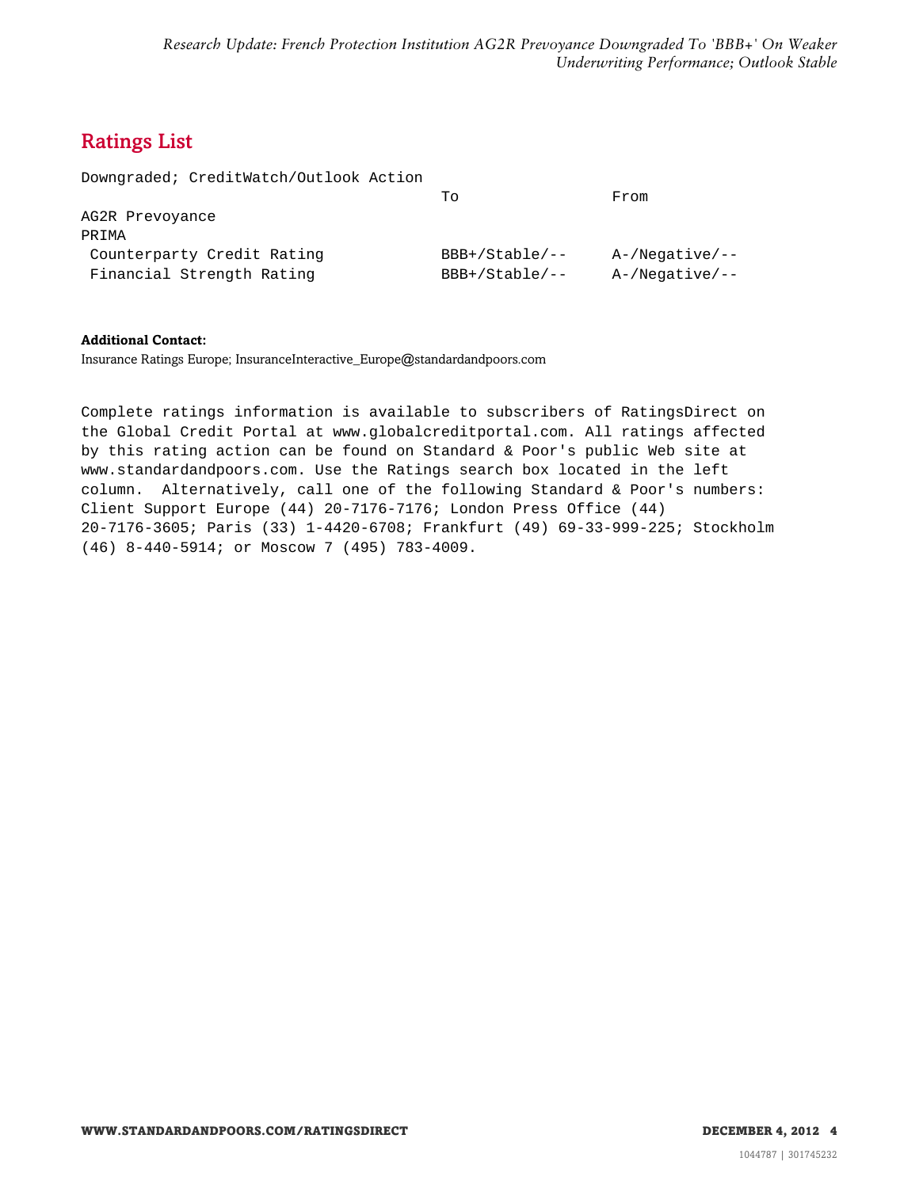## Ratings List

| Downgraded; CreditWatch/Outlook Action | | |
|---|---|---|
| | To | From |
| AG2R Prevoyance | | |
| PRIMA | | |
| Counterparty Credit Rating | BBB+/Stable/-- | A-/Negative/-- |
| Financial Strength Rating | BBB+/Stable/-- | A-/Negative/-- |

**Additional Contact:**
Insurance Ratings Europe; InsuranceInteractive_Europe@standardandpoors.com

Complete ratings information is available to subscribers of RatingsDirect on the Global Credit Portal at www.globalcreditportal.com. All ratings affected by this rating action can be found on Standard & Poor's public Web site at www.standardandpoors.com. Use the Ratings search box located in the left column. Alternatively, call one of the following Standard & Poor's numbers: Client Support Europe (44) 20-7176-7176; London Press Office (44) 20-7176-3605; Paris (33) 1-4420-6708; Frankfurt (49) 69-33-999-225; Stockholm (46) 8-440-5914; or Moscow 7 (495) 783-4009.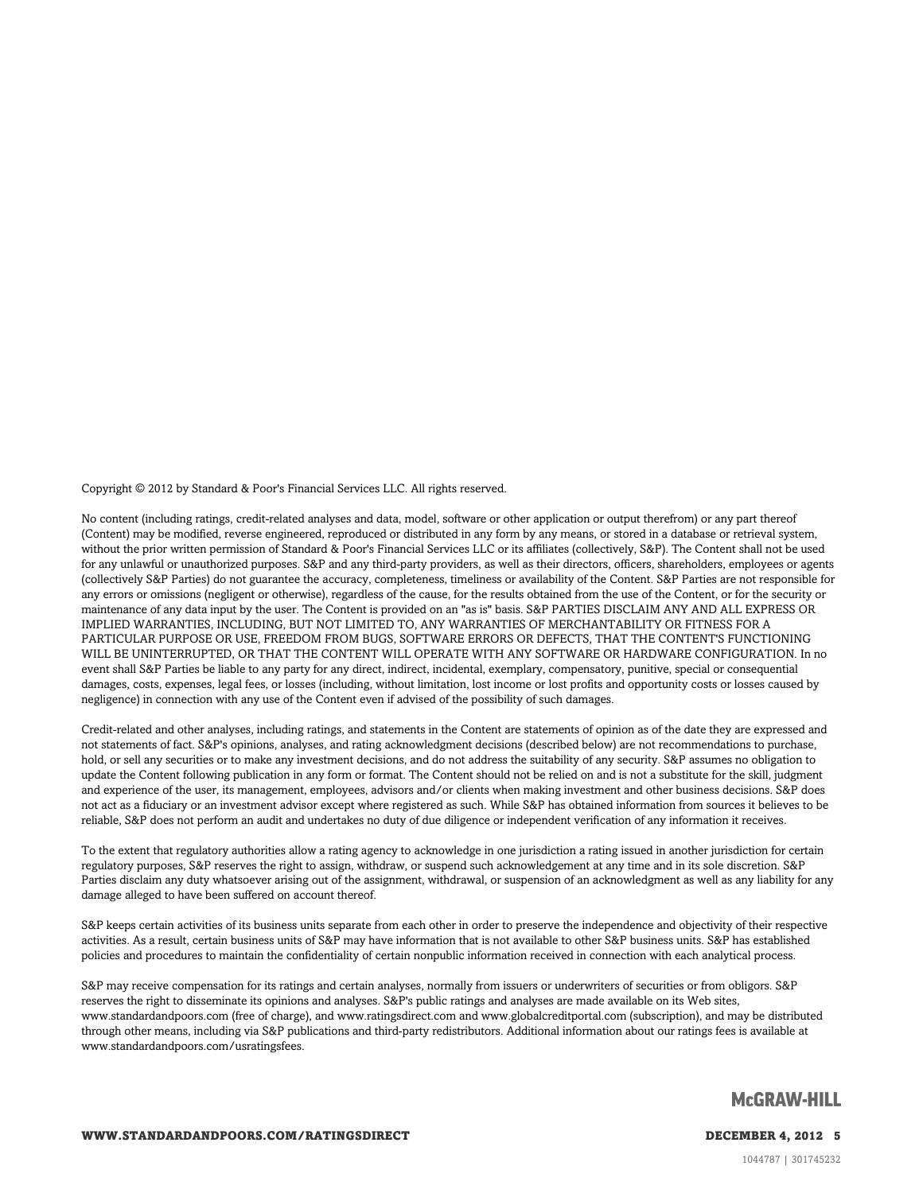Copyright © 2012 by Standard & Poor's Financial Services LLC. All rights reserved.

No content (including ratings, credit-related analyses and data, model, software or other application or output therefrom) or any part thereof (Content) may be modified, reverse engineered, reproduced or distributed in any form by any means, or stored in a database or retrieval system, without the prior written permission of Standard & Poor's Financial Services LLC or its affiliates (collectively, S&P). The Content shall not be used for any unlawful or unauthorized purposes. S&P and any third-party providers, as well as their directors, officers, shareholders, employees or agents (collectively S&P Parties) do not guarantee the accuracy, completeness, timeliness or availability of the Content. S&P Parties are not responsible for any errors or omissions (negligent or otherwise), regardless of the cause, for the results obtained from the use of the Content, or for the security or maintenance of any data input by the user. The Content is provided on an "as is" basis. S&P PARTIES DISCLAIM ANY AND ALL EXPRESS OR IMPLIED WARRANTIES, INCLUDING, BUT NOT LIMITED TO, ANY WARRANTIES OF MERCHANTABILITY OR FITNESS FOR A PARTICULAR PURPOSE OR USE, FREEDOM FROM BUGS, SOFTWARE ERRORS OR DEFECTS, THAT THE CONTENT'S FUNCTIONING WILL BE UNINTERRUPTED, OR THAT THE CONTENT WILL OPERATE WITH ANY SOFTWARE OR HARDWARE CONFIGURATION. In no event shall S&P Parties be liable to any party for any direct, indirect, incidental, exemplary, compensatory, punitive, special or consequential damages, costs, expenses, legal fees, or losses (including, without limitation, lost income or lost profits and opportunity costs or losses caused by negligence) in connection with any use of the Content even if advised of the possibility of such damages.

Credit-related and other analyses, including ratings, and statements in the Content are statements of opinion as of the date they are expressed and not statements of fact. S&P's opinions, analyses, and rating acknowledgment decisions (described below) are not recommendations to purchase, hold, or sell any securities or to make any investment decisions, and do not address the suitability of any security. S&P assumes no obligation to update the Content following publication in any form or format. The Content should not be relied on and is not a substitute for the skill, judgment and experience of the user, its management, employees, advisors and/or clients when making investment and other business decisions. S&P does not act as a fiduciary or an investment advisor except where registered as such. While S&P has obtained information from sources it believes to be reliable, S&P does not perform an audit and undertakes no duty of due diligence or independent verification of any information it receives.

To the extent that regulatory authorities allow a rating agency to acknowledge in one jurisdiction a rating issued in another jurisdiction for certain regulatory purposes, S&P reserves the right to assign, withdraw, or suspend such acknowledgement at any time and in its sole discretion. S&P Parties disclaim any duty whatsoever arising out of the assignment, withdrawal, or suspension of an acknowledgment as well as any liability for any damage alleged to have been suffered on account thereof.

S&P keeps certain activities of its business units separate from each other in order to preserve the independence and objectivity of their respective activities. As a result, certain business units of S&P may have information that is not available to other S&P business units. S&P has established policies and procedures to maintain the confidentiality of certain nonpublic information received in connection with each analytical process.

S&P may receive compensation for its ratings and certain analyses, normally from issuers or underwriters of securities or from obligors. S&P reserves the right to disseminate its opinions and analyses. S&P's public ratings and analyses are made available on its Web sites, www.standardandpoors.com (free of charge), and www.ratingsdirect.com and www.globalcreditportal.com (subscription), and may be distributed through other means, including via S&P publications and third-party redistributors. Additional information about our ratings fees is available at www.standardandpoors.com/usratingsfees.

**McGRAW-HILL**

1044787 | 301745232